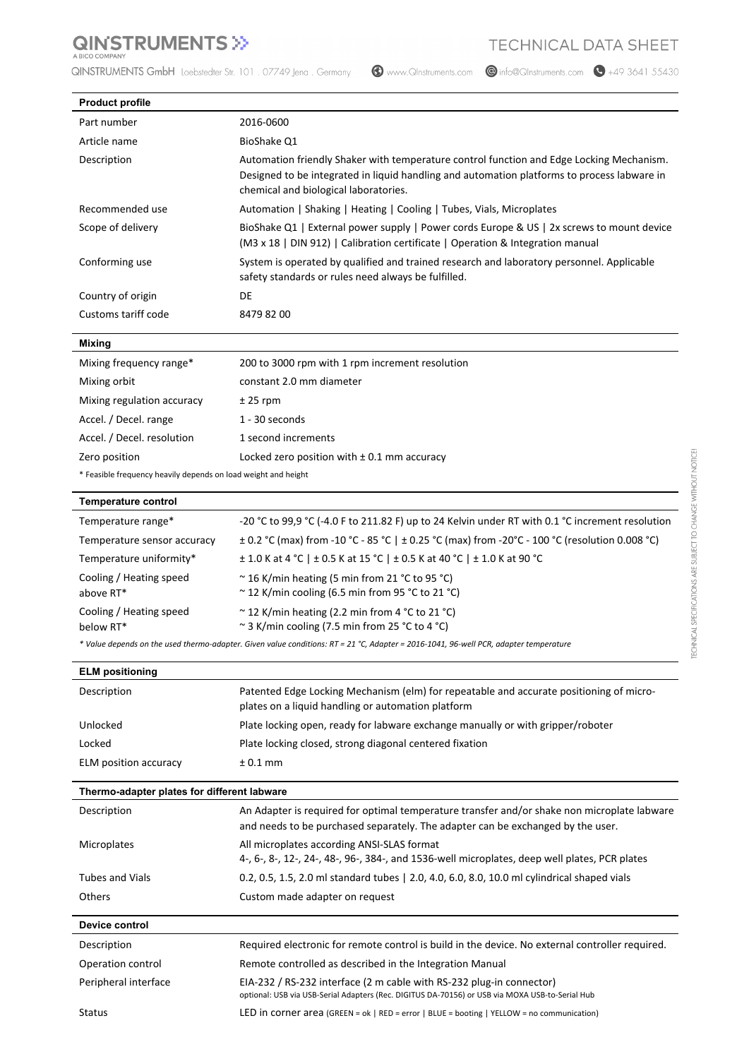# TECHNICAL DATA SHEET

QINSTRUMENTS GmbH Loebstedter Str. 101 . 07749 Jena . Germany www.QInstruments.com info@QInstruments.com +49 3641 55430

| **Product profile** | |
|---|---|
| Part number | 2016-0600 |
| Article name | BioShake Q1 |
| Description | Automation friendly Shaker with temperature control function and Edge Locking Mechanism. Designed to be integrated in liquid handling and automation platforms to process labware in chemical and biological laboratories. |
| Recommended use | Automation \| Shaking \| Heating \| Cooling \| Tubes, Vials, Microplates |
| Scope of delivery | BioShake Q1 \| External power supply \| Power cords Europe & US \| 2x screws to mount device (M3 x 18 \| DIN 912) \| Calibration certificate \| Operation & Integration manual |
| Conforming use | System is operated by qualified and trained research and laboratory personnel. Applicable safety standards or rules need always be fulfilled. |
| Country of origin | DE |
| Customs tariff code | 8479 82 00 |

| **Mixing** | |
|---|---|
| Mixing frequency range* | 200 to 3000 rpm with 1 rpm increment resolution |
| Mixing orbit | constant 2.0 mm diameter |
| Mixing regulation accuracy | ± 25 rpm |
| Accel. / Decel. range | 1 - 30 seconds |
| Accel. / Decel. resolution | 1 second increments |
| Zero position | Locked zero position with ± 0.1 mm accuracy |

\* Feasible frequency heavily depends on load weight and height

| **Temperature control** | |
|---|---|
| Temperature range* | -20 °C to 99,9 °C (-4.0 F to 211.82 F) up to 24 Kelvin under RT with 0.1 °C increment resolution |
| Temperature sensor accuracy | ± 0.2 °C (max) from -10 °C - 85 °C \| ± 0.25 °C (max) from -20°C - 100 °C (resolution 0.008 °C) |
| Temperature uniformity* | ± 1.0 K at 4 °C \| ± 0.5 K at 15 °C \| ± 0.5 K at 40 °C \| ± 1.0 K at 90 °C |
| Cooling / Heating speed above RT* | ~ 16 K/min heating (5 min from 21 °C to 95 °C)<br>~ 12 K/min cooling (6.5 min from 95 °C to 21 °C) |
| Cooling / Heating speed below RT* | ~ 12 K/min heating (2.2 min from 4 °C to 21 °C)<br>~ 3 K/min cooling (7.5 min from 25 °C to 4 °C) |

*\* Value depends on the used thermo-adapter. Given value conditions: RT = 21 °C, Adapter = 2016-1041, 96-well PCR, adapter temperature*

| **ELM positioning** | |
|---|---|
| Description | Patented Edge Locking Mechanism (elm) for repeatable and accurate positioning of micro-plates on a liquid handling or automation platform |
| Unlocked | Plate locking open, ready for labware exchange manually or with gripper/roboter |
| Locked | Plate locking closed, strong diagonal centered fixation |
| ELM position accuracy | ± 0.1 mm |

| **Thermo-adapter plates for different labware** | |
|---|---|
| Description | An Adapter is required for optimal temperature transfer and/or shake non microplate labware and needs to be purchased separately. The adapter can be exchanged by the user. |
| Microplates | All microplates according ANSI-SLAS format<br>4-, 6-, 8-, 12-, 24-, 48-, 96-, 384-, and 1536-well microplates, deep well plates, PCR plates |
| Tubes and Vials | 0.2, 0.5, 1.5, 2.0 ml standard tubes \| 2.0, 4.0, 6.0, 8.0, 10.0 ml cylindrical shaped vials |
| Others | Custom made adapter on request |

| **Device control** | |
|---|---|
| Description | Required electronic for remote control is build in the device. No external controller required. |
| Operation control | Remote controlled as described in the Integration Manual |
| Peripheral interface | EIA-232 / RS-232 interface (2 m cable with RS-232 plug-in connector)<br>optional: USB via USB-Serial Adapters (Rec. DIGITUS DA-70156) or USB via MOXA USB-to-Serial Hub |
| Status | LED in corner area (GREEN = ok \| RED = error \| BLUE = booting \| YELLOW = no communication) |

TECHNICAL SPECIFICATIONS ARE SUBJECT TO CHANGE WITHOUT NOTICE!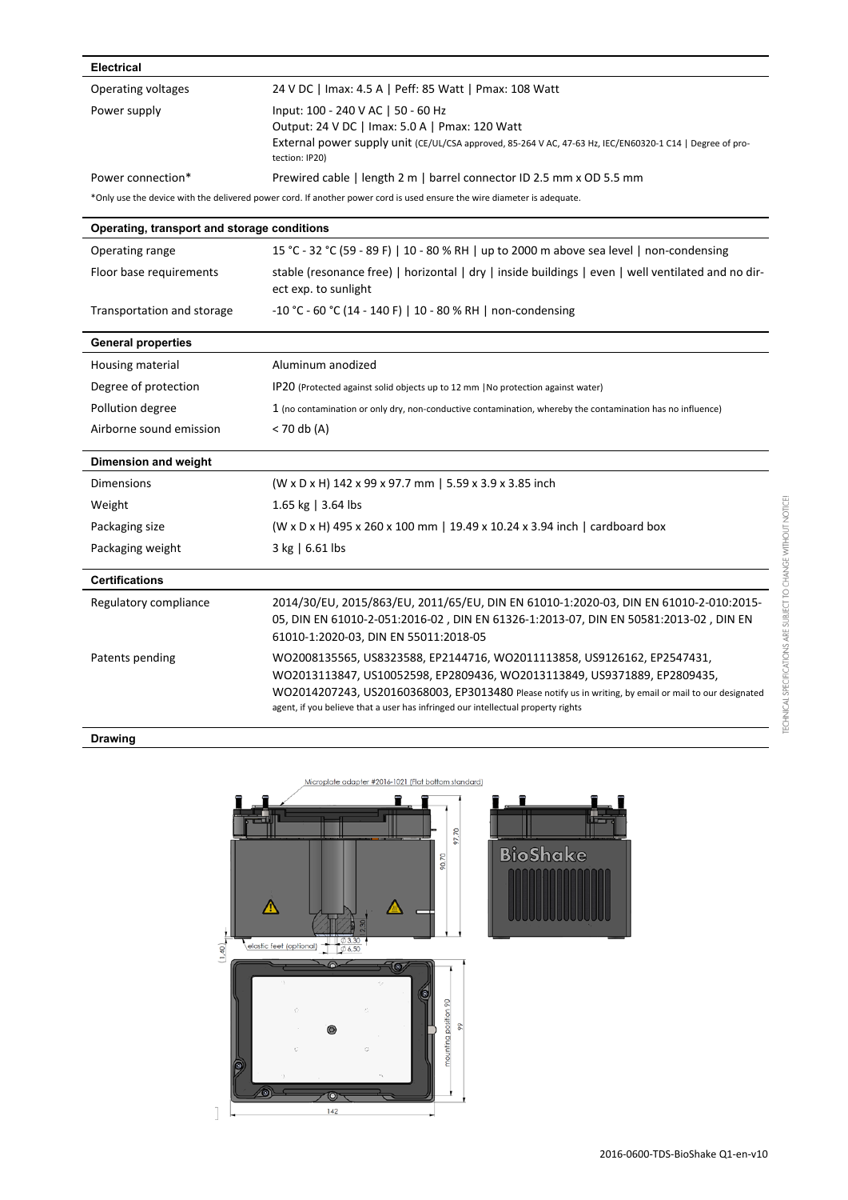| **Electrical** | |
|---|---|
| Operating voltages | 24 V DC \| Imax: 4.5 A \| Peff: 85 Watt \| Pmax: 108 Watt |
| Power supply | Input: 100 - 240 V AC \| 50 - 60 Hz<br>Output: 24 V DC \| Imax: 5.0 A \| Pmax: 120 Watt<br>External power supply unit (CE/UL/CSA approved, 85-264 V AC, 47-63 Hz, IEC/EN60320-1 C14 \| Degree of protection: IP20) |
| Power connection* | Prewired cable \| length 2 m \| barrel connector ID 2.5 mm x OD 5.5 mm |

*Only use the device with the delivered power cord. If another power cord is used ensure the wire diameter is adequate.

| **Operating, transport and storage conditions** | |
|---|---|
| Operating range | 15 °C - 32 °C (59 - 89 F) \| 10 - 80 % RH \| up to 2000 m above sea level \| non-condensing |
| Floor base requirements | stable (resonance free) \| horizontal \| dry \| inside buildings \| even \| well ventilated and no direct exp. to sunlight |
| Transportation and storage | -10 °C - 60 °C (14 - 140 F) \| 10 - 80 % RH \| non-condensing |

| **General properties** | |
|---|---|
| Housing material | Aluminum anodized |
| Degree of protection | IP20 (Protected against solid objects up to 12 mm \|No protection against water) |
| Pollution degree | 1 (no contamination or only dry, non-conductive contamination, whereby the contamination has no influence) |
| Airborne sound emission | < 70 db (A) |

| **Dimension and weight** | |
|---|---|
| Dimensions | (W x D x H) 142 x 99 x 97.7 mm \| 5.59 x 3.9 x 3.85 inch |
| Weight | 1.65 kg \| 3.64 lbs |
| Packaging size | (W x D x H) 495 x 260 x 100 mm \| 19.49 x 10.24 x 3.94 inch \| cardboard box |
| Packaging weight | 3 kg \| 6.61 lbs |

| **Certifications** | |
|---|---|
| Regulatory compliance | 2014/30/EU, 2015/863/EU, 2011/65/EU, DIN EN 61010-1:2020-03, DIN EN 61010-2-010:2015-05, DIN EN 61010-2-051:2016-02 , DIN EN 61326-1:2013-07, DIN EN 50581:2013-02 , DIN EN 61010-1:2020-03, DIN EN 55011:2018-05 |
| Patents pending | WO2008135565, US8323588, EP2144716, WO2011113858, US9126162, EP2547431, WO2013113847, US10052598, EP2809436, WO2013113849, US9371889, EP2809435, WO2014207243, US20160368003, EP3013480 Please notify us in writing, by email or mail to our designated agent, if you believe that a user has infringed our intellectual property rights |

**Drawing**

Microplate adapter #2016-1021 (Flat bottom standard)

97.70

90.70

2.30

Ø 3.30

Ø 6.50

elastic feet (optional)

(1.40)

BioShake

mounting position 90

99

142

TECHNICAL SPECIFICATIONS ARE SUBJECT TO CHANGE WITHOUT NOTICE!

2016-0600-TDS-BioShake Q1-en-v10